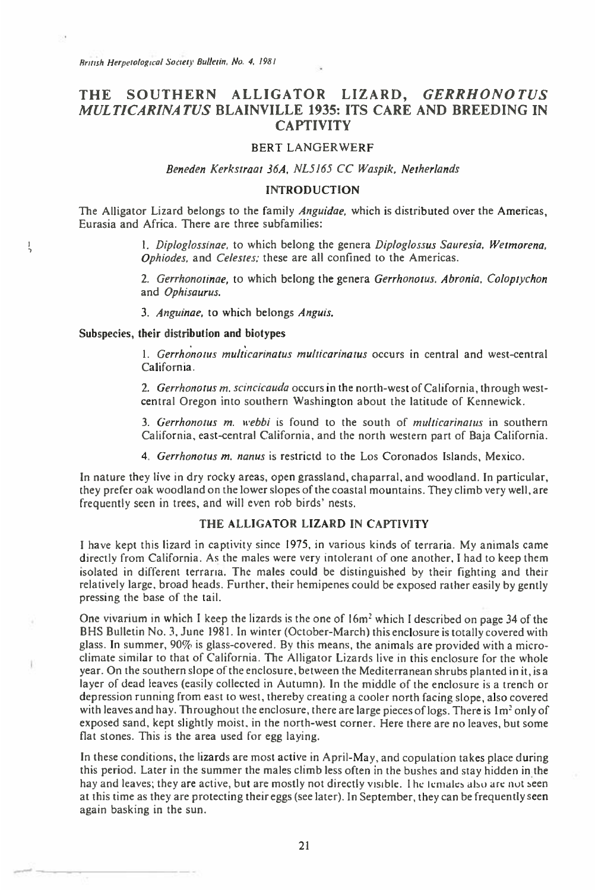# THE SOUTHERN ALLIGATOR LIZARD, *GERRHONOTUS MULTICARINATUS* BLAINVILLE 1935: ITS CARE AND BREEDING IN CAPTIVITY

BERT LANGERWERF

*Beneden Kerkstraat 36A, NL5165 CC Waspik, Netherlands*

## INTRODUCTION

The Alligator Lizard belongs to the family *Anguidae*, which is distributed over the Americas, Eurasia and Africa. There are three subfamilies:

1. *Diploglossinae*, to which belong the genera *Diploglossus Sauresia, Wetmorena, Ophiodes*, and *Celestes;* these are all confined to the Americas.

2. *Gerrhonotinae*, to which belong the genera *Gerrhonotus, Abronia, Coloptychon* and *Ophisaurus.*

3. *Anguinae*, to which belongs *Anguis.*

### Subspecies, their distribution and biotypes

1. *Gerrhonotus multicarinatus multicarinatus* occurs in central and west-central California.

2. *Gerrhonotus m. scincicauda* occurs in the north-west of California, through west-central Oregon into southern Washington about the latitude of Kennewick.

3. *Gerrhonotus m. webbi* is found to the south of *multicarinatus* in southern California, east-central California, and the north western part of Baja California.

4. *Gerrhonotus m. nanus* is restrictd to the Los Coronados Islands, Mexico.

In nature they live in dry rocky areas, open grassland, chaparral, and woodland. In particular, they prefer oak woodland on the lower slopes of the coastal mountains. They climb very well, are frequently seen in trees, and will even rob birds' nests.

## THE ALLIGATOR LIZARD IN CAPTIVITY

I have kept this lizard in captivity since 1975, in various kinds of terraria. My animals came directly from California. As the males were very intolerant of one another, I had to keep them isolated in different terraria. The males could be distinguished by their fighting and their relatively large, broad heads. Further, their hemipenes could be exposed rather easily by gently pressing the base of the tail.

One vivarium in which I keep the lizards is the one of 16m² which I described on page 34 of the BHS Bulletin No. 3, June 1981. In winter (October-March) this enclosure is totally covered with glass. In summer, 90% is glass-covered. By this means, the animals are provided with a micro-climate similar to that of California. The Alligator Lizards live in this enclosure for the whole year. On the southern slope of the enclosure, between the Mediterranean shrubs planted in it, is a layer of dead leaves (easily collected in Autumn). In the middle of the enclosure is a trench or depression running from east to west, thereby creating a cooler north facing slope, also covered with leaves and hay. Throughout the enclosure, there are large pieces of logs. There is 1m² only of exposed sand, kept slightly moist, in the north-west corner. Here there are no leaves, but some flat stones. This is the area used for egg laying.

In these conditions, the lizards are most active in April-May, and copulation takes place during this period. Later in the summer the males climb less often in the bushes and stay hidden in the hay and leaves; they are active, but are mostly not directly visible. The females also are not seen at this time as they are protecting their eggs (see later). In September, they can be frequently seen again basking in the sun.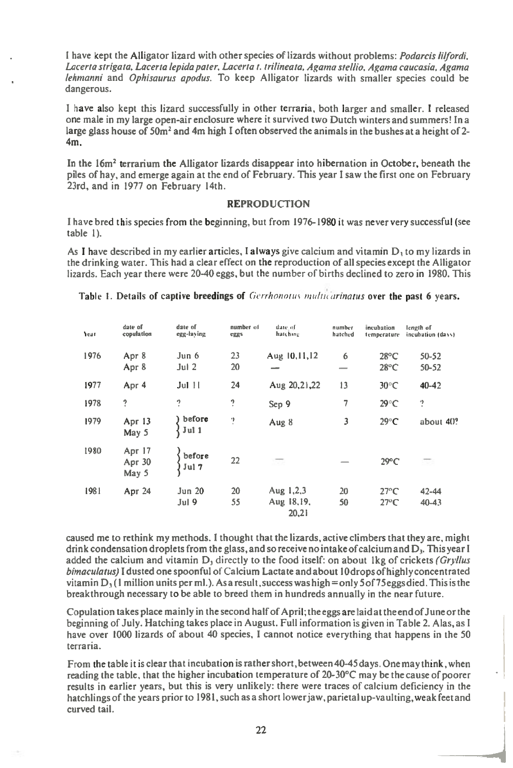I have kept the Alligator lizard with other species of lizards without problems: *Podarcis lilfordi, Lacerta strigata, Lacerta lepida pater, Lacerta t. trilineata, Agama stellio, Agama caucasia, Agama lehmanni* and *Ophisaurus apodus*. To keep Alligator lizards with smaller species could be dangerous.

I have also kept this lizard successfully in other terraria, both larger and smaller. I released one male in my large open-air enclosure where it survived two Dutch winters and summers! In a large glass house of 50m² and 4m high I often observed the animals in the bushes at a height of 2-4m.

In the 16m² terrarium the Alligator lizards disappear into hibernation in October, beneath the piles of hay, and emerge again at the end of February. This year I saw the first one on February 23rd, and in 1977 on February 14th.

## REPRODUCTION

I have bred this species from the beginning, but from 1976-1980 it was never very successful (see table 1).

As I have described in my earlier articles, I always give calcium and vitamin $D_3$ to my lizards in the drinking water. This had a clear effect on the reproduction of all species except the Alligator lizards. Each year there were 20-40 eggs, but the number of births declined to zero in 1980. This

Table 1. Details of captive breedings of *Gerrhonotus multicarinatus* over the past 6 years.

| Year | date of copulation | date of egg-laying | number of eggs | date of hatching | number hatched | incubation temperature | length of incubation (days) |
|---|---|---|---|---|---|---|---|
| 1976 | Apr 8 | Jun 6 | 23 | Aug 10,11,12 | 6 | 28°C | 50-52 |
| | Apr 8 | Jul 2 | 20 | — | — | 28°C | 50-52 |
| 1977 | Apr 4 | Jul 11 | 24 | Aug 20,21,22 | 13 | 30°C | 40-42 |
| 1978 | ? | ? | ? | Sep 9 | 7 | 29°C | ? |
| 1979 | Apr 13<br>May 5 | } before Jul 1 | ? | Aug 8 | 3 | 29°C | about 40? |
| 1980 | Apr 17<br>Apr 30<br>May 5 | } before Jul 7 | 22 | — | — | 29°C | — |
| 1981 | Apr 24 | Jun 20 | 20 | Aug 1,2,3 | 20 | 27°C | 42-44 |
| | | Jul 9 | 55 | Aug 18,19, 20,21 | 50 | 27°C | 40-43 |

caused me to rethink my methods. I thought that the lizards, active climbers that they are, might drink condensation droplets from the glass, and so receive no intake of calcium and $D_3$. This year I added the calcium and vitamin $D_3$ directly to the food itself: on about 1kg of crickets *(Gryllus bimaculatus)* I dusted one spoonful of Calcium Lactate and about 10 drops of highly concentrated vitamin $D_3$ (1 million units per ml.). As a result, success was high = only 5 of 75 eggs died. This is the breakthrough necessary to be able to breed them in hundreds annually in the near future.

Copulation takes place mainly in the second half of April; the eggs are laid at the end of June or the beginning of July. Hatching takes place in August. Full information is given in Table 2. Alas, as I have over 1000 lizards of about 40 species, I cannot notice everything that happens in the 50 terraria.

From the table it is clear that incubation is rather short, between 40-45 days. One may think, when reading the table, that the higher incubation temperature of 20-30°C may be the cause of poorer results in earlier years, but this is very unlikely: there were traces of calcium deficiency in the hatchlings of the years prior to 1981, such as a short lower jaw, parietal up-vaulting, weak feet and curved tail.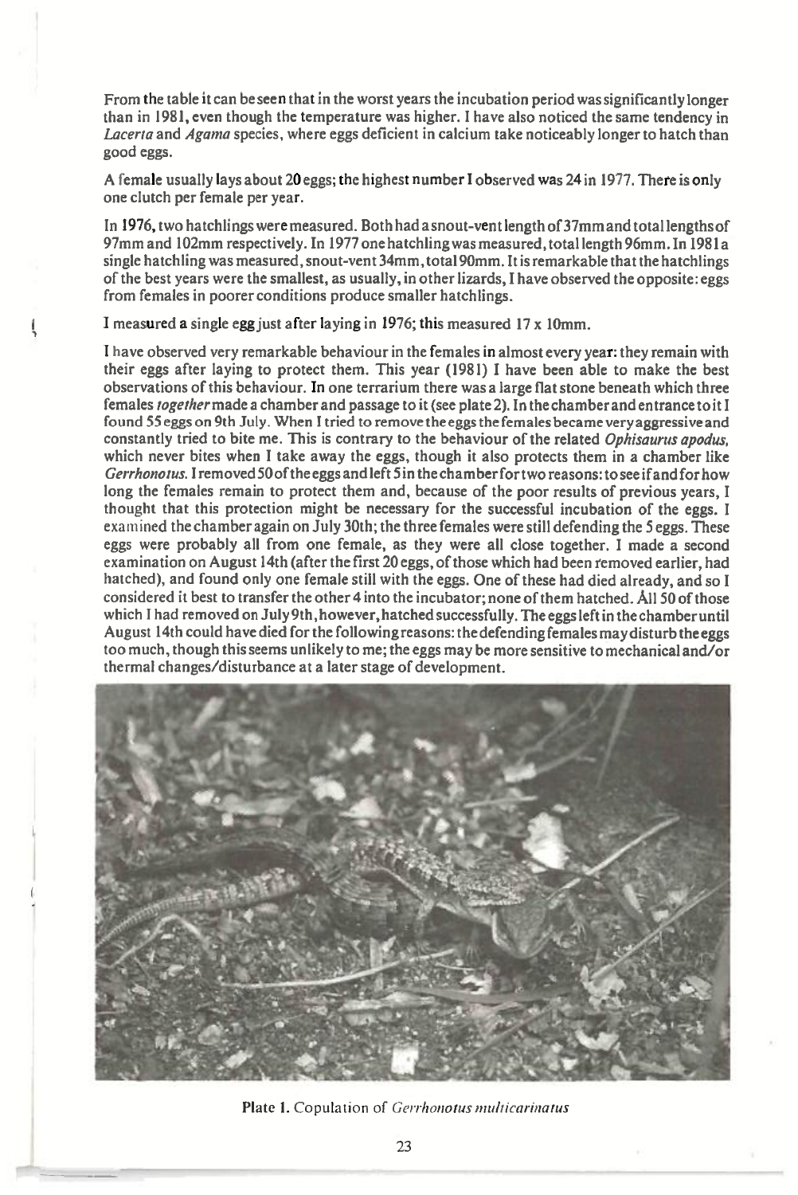From the table it can be seen that in the worst years the incubation period was significantly longer than in 1981, even though the temperature was higher. I have also noticed the same tendency in *Lacerta* and *Agama* species, where eggs deficient in calcium take noticeably longer to hatch than good eggs.

A female usually lays about 20 eggs; the highest number I observed was 24 in 1977. There is only one clutch per female per year.

In 1976, two hatchlings were measured. Both had a snout-vent length of 37mm and total lengths of 97mm and 102mm respectively. In 1977 one hatchling was measured, total length 96mm. In 1981 a single hatchling was measured, snout-vent 34mm, total 90mm. It is remarkable that the hatchlings of the best years were the smallest, as usually, in other lizards, I have observed the opposite: eggs from females in poorer conditions produce smaller hatchlings.

I measured a single egg just after laying in 1976; this measured 17 x 10mm.

I have observed very remarkable behaviour in the females in almost every year: they remain with their eggs after laying to protect them. This year (1981) I have been able to make the best observations of this behaviour. In one terrarium there was a large flat stone beneath which three females *together* made a chamber and passage to it (see plate 2). In the chamber and entrance to it I found 55 eggs on 9th July. When I tried to remove the eggs the females became very aggressive and constantly tried to bite me. This is contrary to the behaviour of the related *Ophisaurus apodus*, which never bites when I take away the eggs, though it also protects them in a chamber like *Gerrhonotus*. I removed 50 of the eggs and left 5 in the chamber for two reasons: to see if and for how long the females remain to protect them and, because of the poor results of previous years, I thought that this protection might be necessary for the successful incubation of the eggs. I examined the chamber again on July 30th; the three females were still defending the 5 eggs. These eggs were probably all from one female, as they were all close together. I made a second examination on August 14th (after the first 20 eggs, of those which had been removed earlier, had hatched), and found only one female still with the eggs. One of these had died already, and so I considered it best to transfer the other 4 into the incubator; none of them hatched. All 50 of those which I had removed on July 9th, however, hatched successfully. The eggs left in the chamber until August 14th could have died for the following reasons: the defending females may disturb the eggs too much, though this seems unlikely to me; the eggs may be more sensitive to mechanical and/or thermal changes/disturbance at a later stage of development.

**Plate 1.** Copulation of *Gerrhonotus multicarinatus*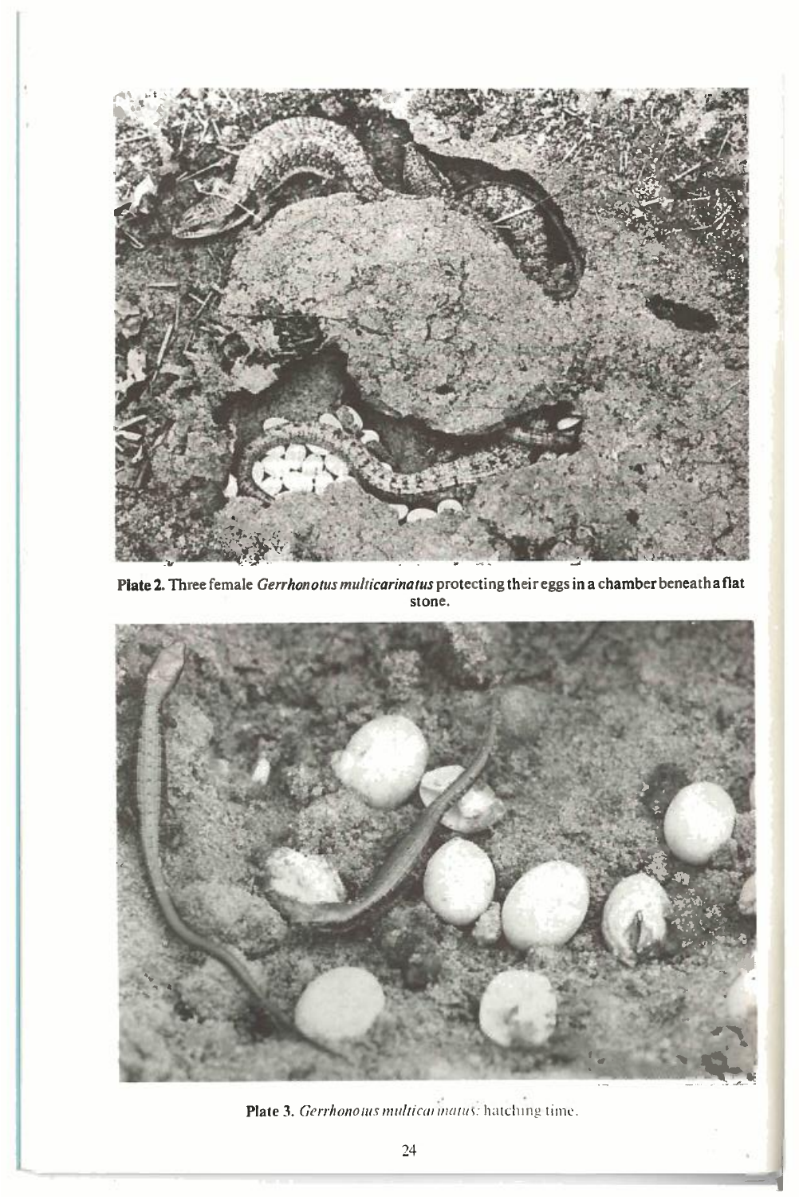**Plate 2.** Three female *Gerrhonotus multicarinatus* protecting their eggs in a chamber beneath a flat stone.

**Plate 3.** *Gerrhonotus multicarinatus*: hatching time.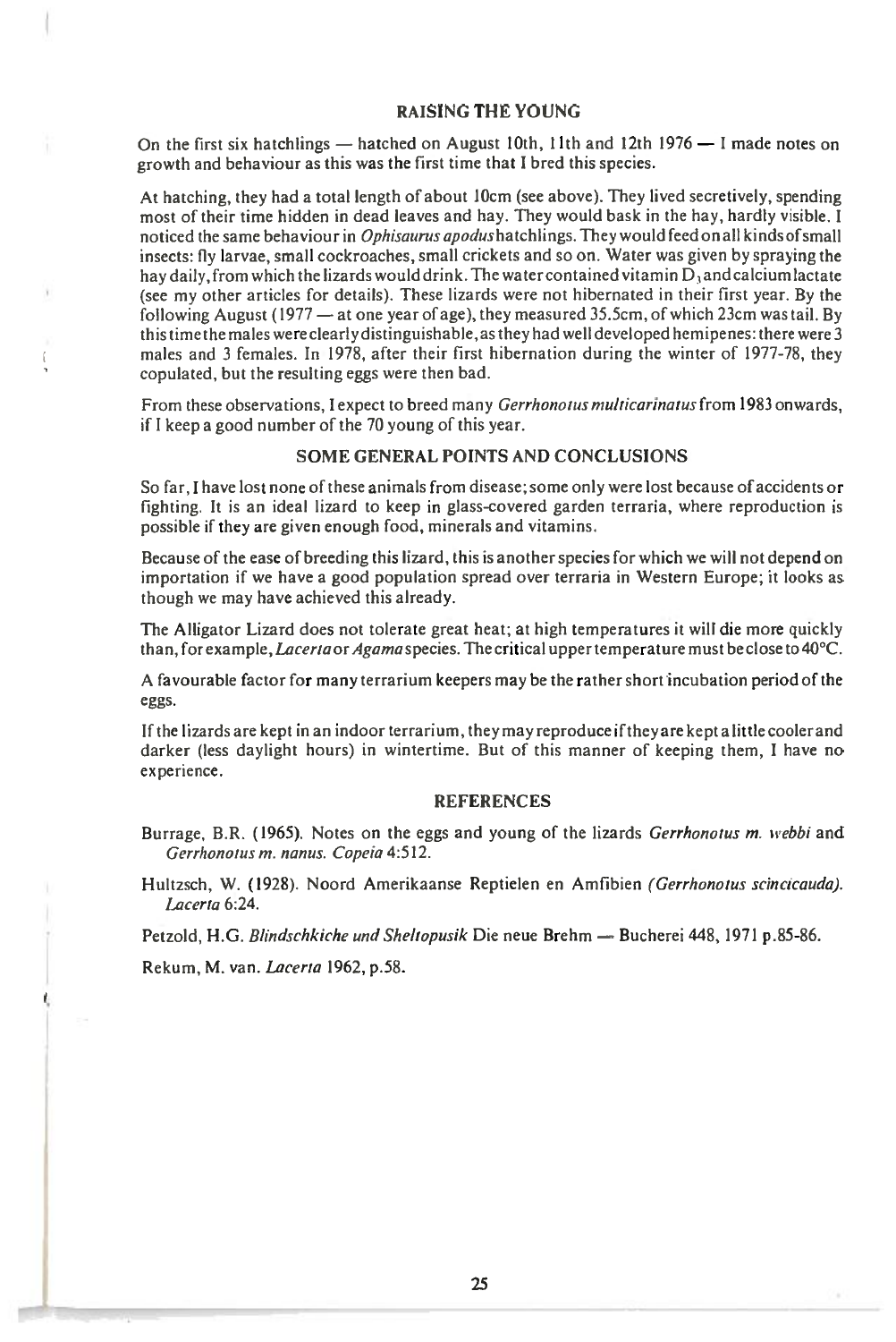## RAISING THE YOUNG

On the first six hatchlings — hatched on August 10th, 11th and 12th 1976 — I made notes on growth and behaviour as this was the first time that I bred this species.

At hatching, they had a total length of about 10cm (see above). They lived secretively, spending most of their time hidden in dead leaves and hay. They would bask in the hay, hardly visible. I noticed the same behaviour in *Ophisaurus apodus* hatchlings. They would feed on all kinds of small insects: fly larvae, small cockroaches, small crickets and so on. Water was given by spraying the hay daily, from which the lizards would drink. The water contained vitamin $D_3$ and calcium lactate (see my other articles for details). These lizards were not hibernated in their first year. By the following August (1977 — at one year of age), they measured 35.5cm, of which 23cm was tail. By this time the males were clearly distinguishable, as they had well developed hemipenes: there were 3 males and 3 females. In 1978, after their first hibernation during the winter of 1977-78, they copulated, but the resulting eggs were then bad.

From these observations, I expect to breed many *Gerrhonotus multicarinatus* from 1983 onwards, if I keep a good number of the 70 young of this year.

## SOME GENERAL POINTS AND CONCLUSIONS

So far, I have lost none of these animals from disease; some only were lost because of accidents or fighting. It is an ideal lizard to keep in glass-covered garden terraria, where reproduction is possible if they are given enough food, minerals and vitamins.

Because of the ease of breeding this lizard, this is another species for which we will not depend on importation if we have a good population spread over terraria in Western Europe; it looks as though we may have achieved this already.

The Alligator Lizard does not tolerate great heat; at high temperatures it will die more quickly than, for example, *Lacerta* or *Agama* species. The critical upper temperature must be close to 40°C.

A favourable factor for many terrarium keepers may be the rather short incubation period of the eggs.

If the lizards are kept in an indoor terrarium, they may reproduce if they are kept a little cooler and darker (less daylight hours) in wintertime. But of this manner of keeping them, I have no experience.

## REFERENCES

Burrage, B.R. (1965). Notes on the eggs and young of the lizards *Gerrhonotus m. webbi* and *Gerrhonotus m. nanus*. *Copeia* 4:512.

Hultzsch, W. (1928). Noord Amerikaanse Reptielen en Amfibien *(Gerrhonotus scincicauda)*. *Lacerta* 6:24.

Petzold, H.G. *Blindschkiche und Sheltopusik* Die neue Brehm — Bucherei 448, 1971 p.85-86.

Rekum, M. van. *Lacerta* 1962, p.58.